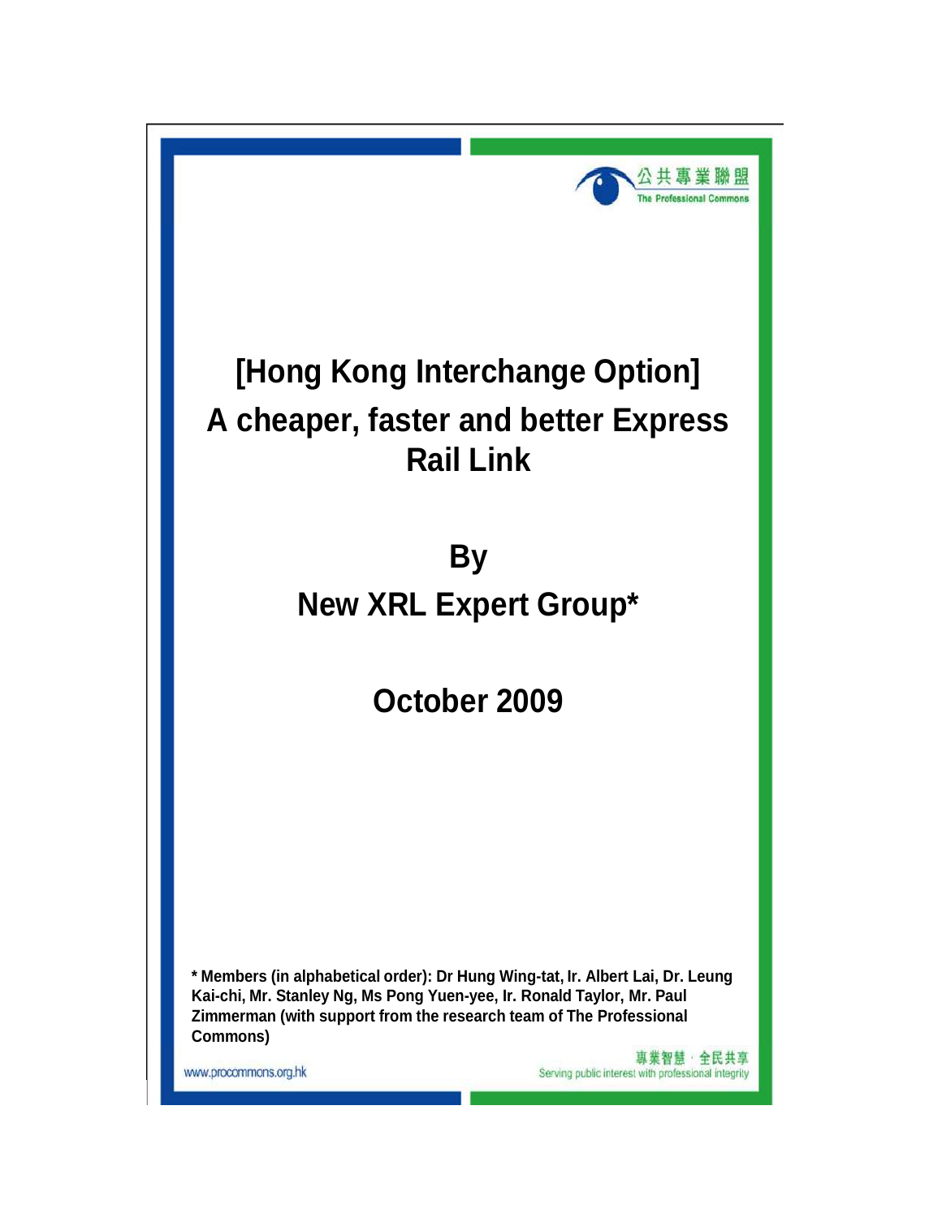公共專業聯盟
The Professional Commons

# [Hong Kong Interchange Option]
# A cheaper, faster and better Express Rail Link

## By
## New XRL Expert Group*

## October 2009

**\* Members (in alphabetical order): Dr Hung Wing-tat, Ir. Albert Lai, Dr. Leung Kai-chi, Mr. Stanley Ng, Ms Pong Yuen-yee, Ir. Ronald Taylor, Mr. Paul Zimmerman (with support from the research team of The Professional Commons)**

www.procommons.org.hk

專業智慧 · 全民共享
Serving public interest with professional integrity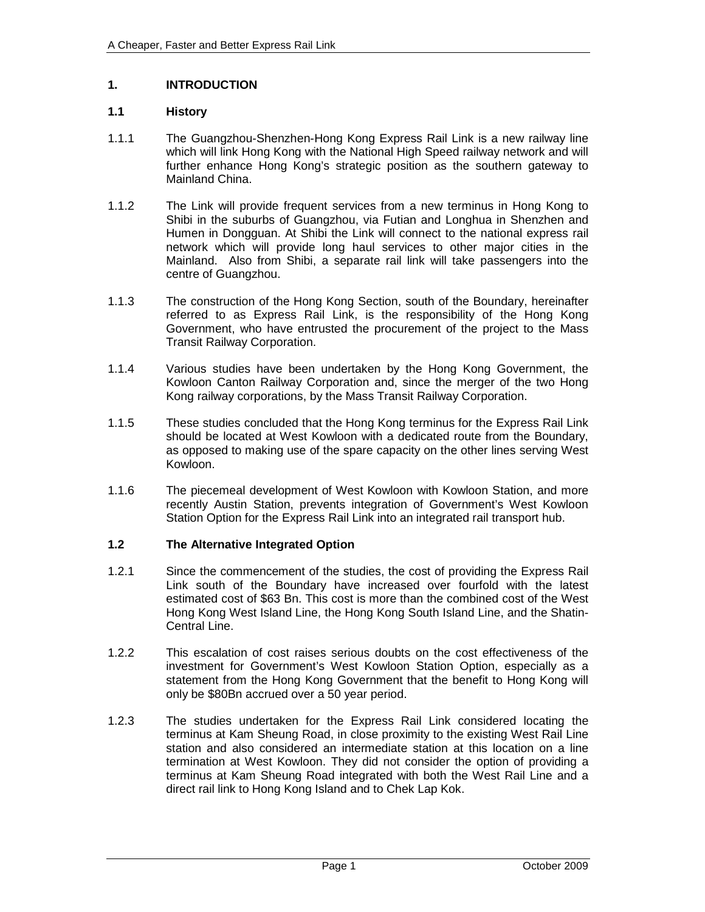# 1. INTRODUCTION

## 1.1 History

1.1.1 The Guangzhou-Shenzhen-Hong Kong Express Rail Link is a new railway line which will link Hong Kong with the National High Speed railway network and will further enhance Hong Kong's strategic position as the southern gateway to Mainland China.

1.1.2 The Link will provide frequent services from a new terminus in Hong Kong to Shibi in the suburbs of Guangzhou, via Futian and Longhua in Shenzhen and Humen in Dongguan. At Shibi the Link will connect to the national express rail network which will provide long haul services to other major cities in the Mainland. Also from Shibi, a separate rail link will take passengers into the centre of Guangzhou.

1.1.3 The construction of the Hong Kong Section, south of the Boundary, hereinafter referred to as Express Rail Link, is the responsibility of the Hong Kong Government, who have entrusted the procurement of the project to the Mass Transit Railway Corporation.

1.1.4 Various studies have been undertaken by the Hong Kong Government, the Kowloon Canton Railway Corporation and, since the merger of the two Hong Kong railway corporations, by the Mass Transit Railway Corporation.

1.1.5 These studies concluded that the Hong Kong terminus for the Express Rail Link should be located at West Kowloon with a dedicated route from the Boundary, as opposed to making use of the spare capacity on the other lines serving West Kowloon.

1.1.6 The piecemeal development of West Kowloon with Kowloon Station, and more recently Austin Station, prevents integration of Government's West Kowloon Station Option for the Express Rail Link into an integrated rail transport hub.

## 1.2 The Alternative Integrated Option

1.2.1 Since the commencement of the studies, the cost of providing the Express Rail Link south of the Boundary have increased over fourfold with the latest estimated cost of $63 Bn. This cost is more than the combined cost of the West Hong Kong West Island Line, the Hong Kong South Island Line, and the Shatin-Central Line.

1.2.2 This escalation of cost raises serious doubts on the cost effectiveness of the investment for Government's West Kowloon Station Option, especially as a statement from the Hong Kong Government that the benefit to Hong Kong will only be $80Bn accrued over a 50 year period.

1.2.3 The studies undertaken for the Express Rail Link considered locating the terminus at Kam Sheung Road, in close proximity to the existing West Rail Line station and also considered an intermediate station at this location on a line termination at West Kowloon. They did not consider the option of providing a terminus at Kam Sheung Road integrated with both the West Rail Line and a direct rail link to Hong Kong Island and to Chek Lap Kok.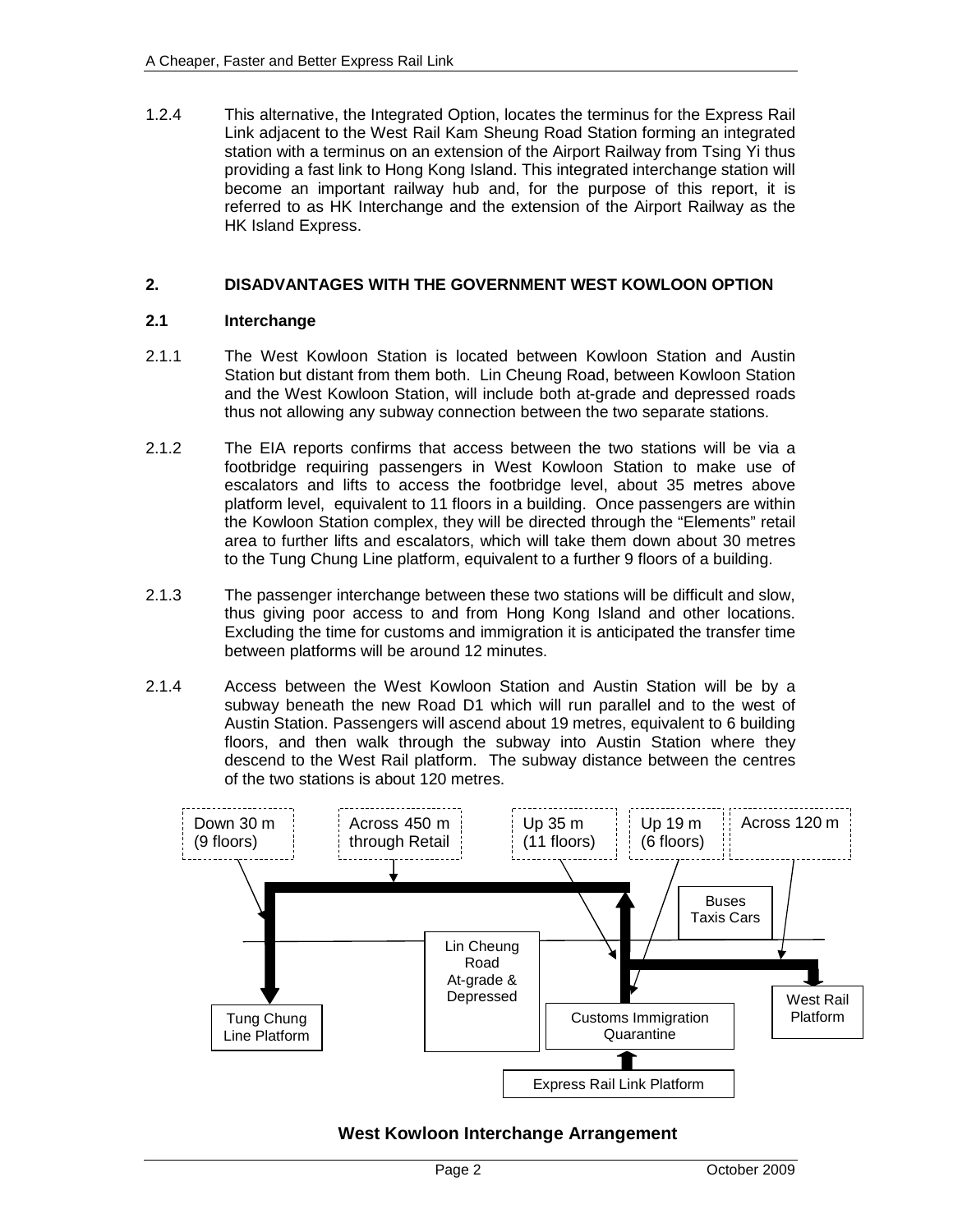1.2.4 This alternative, the Integrated Option, locates the terminus for the Express Rail Link adjacent to the West Rail Kam Sheung Road Station forming an integrated station with a terminus on an extension of the Airport Railway from Tsing Yi thus providing a fast link to Hong Kong Island. This integrated interchange station will become an important railway hub and, for the purpose of this report, it is referred to as HK Interchange and the extension of the Airport Railway as the HK Island Express.

## 2. DISADVANTAGES WITH THE GOVERNMENT WEST KOWLOON OPTION

### 2.1 Interchange

2.1.1 The West Kowloon Station is located between Kowloon Station and Austin Station but distant from them both. Lin Cheung Road, between Kowloon Station and the West Kowloon Station, will include both at-grade and depressed roads thus not allowing any subway connection between the two separate stations.

2.1.2 The EIA reports confirms that access between the two stations will be via a footbridge requiring passengers in West Kowloon Station to make use of escalators and lifts to access the footbridge level, about 35 metres above platform level, equivalent to 11 floors in a building. Once passengers are within the Kowloon Station complex, they will be directed through the "Elements" retail area to further lifts and escalators, which will take them down about 30 metres to the Tung Chung Line platform, equivalent to a further 9 floors of a building.

2.1.3 The passenger interchange between these two stations will be difficult and slow, thus giving poor access to and from Hong Kong Island and other locations. Excluding the time for customs and immigration it is anticipated the transfer time between platforms will be around 12 minutes.

2.1.4 Access between the West Kowloon Station and Austin Station will be by a subway beneath the new Road D1 which will run parallel and to the west of Austin Station. Passengers will ascend about 19 metres, equivalent to 6 building floors, and then walk through the subway into Austin Station where they descend to the West Rail platform. The subway distance between the centres of the two stations is about 120 metres.

Down 30 m (9 floors) | Across 450 m through Retail | Up 35 m (11 floors) | Up 19 m (6 floors) | Across 120 m

Buses Taxis Cars

Lin Cheung Road At-grade & Depressed

Tung Chung Line Platform | Customs Immigration Quarantine | West Rail Platform

Express Rail Link Platform

**West Kowloon Interchange Arrangement**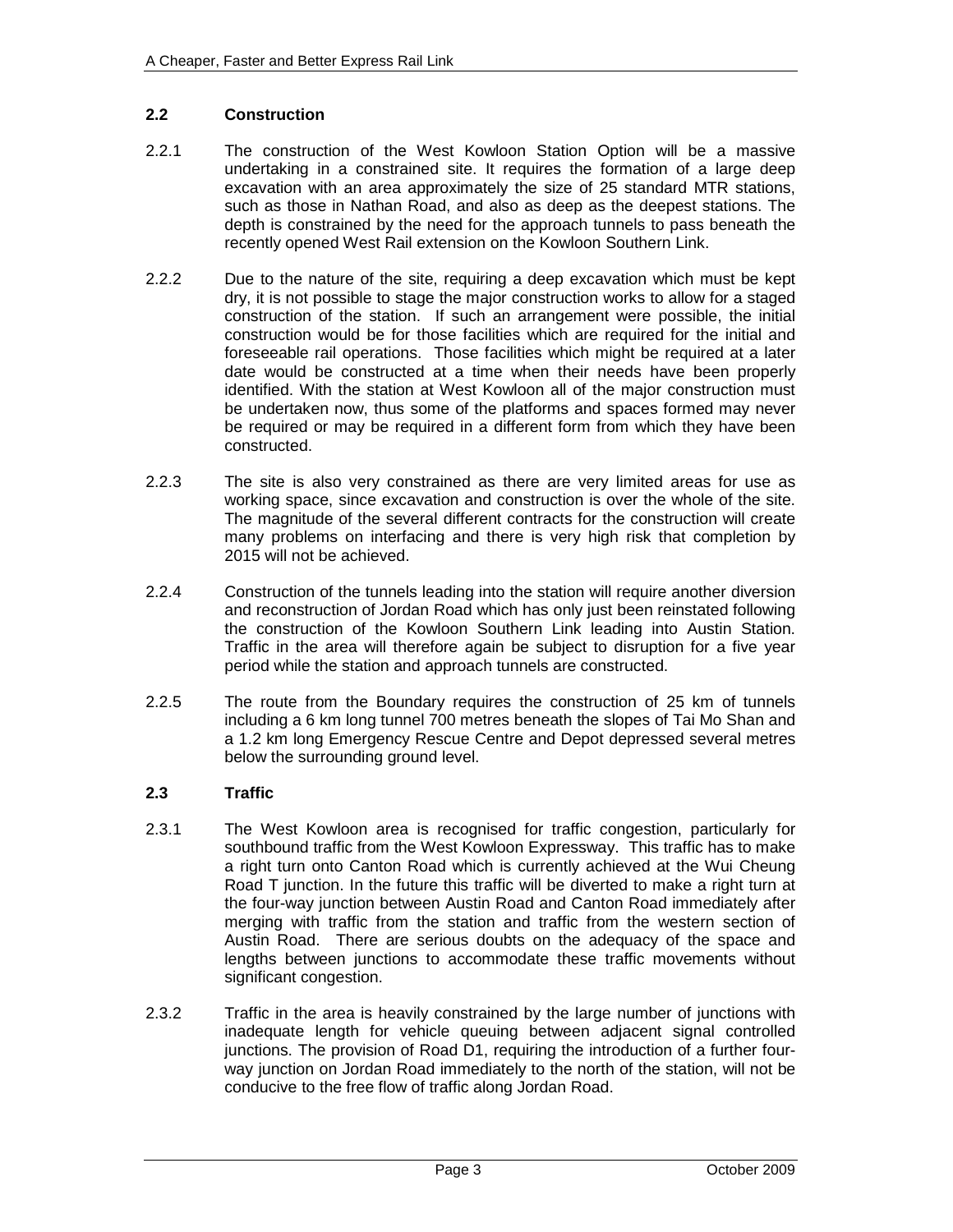## 2.2 Construction

2.2.1 The construction of the West Kowloon Station Option will be a massive undertaking in a constrained site. It requires the formation of a large deep excavation with an area approximately the size of 25 standard MTR stations, such as those in Nathan Road, and also as deep as the deepest stations. The depth is constrained by the need for the approach tunnels to pass beneath the recently opened West Rail extension on the Kowloon Southern Link.

2.2.2 Due to the nature of the site, requiring a deep excavation which must be kept dry, it is not possible to stage the major construction works to allow for a staged construction of the station. If such an arrangement were possible, the initial construction would be for those facilities which are required for the initial and foreseeable rail operations. Those facilities which might be required at a later date would be constructed at a time when their needs have been properly identified. With the station at West Kowloon all of the major construction must be undertaken now, thus some of the platforms and spaces formed may never be required or may be required in a different form from which they have been constructed.

2.2.3 The site is also very constrained as there are very limited areas for use as working space, since excavation and construction is over the whole of the site. The magnitude of the several different contracts for the construction will create many problems on interfacing and there is very high risk that completion by 2015 will not be achieved.

2.2.4 Construction of the tunnels leading into the station will require another diversion and reconstruction of Jordan Road which has only just been reinstated following the construction of the Kowloon Southern Link leading into Austin Station. Traffic in the area will therefore again be subject to disruption for a five year period while the station and approach tunnels are constructed.

2.2.5 The route from the Boundary requires the construction of 25 km of tunnels including a 6 km long tunnel 700 metres beneath the slopes of Tai Mo Shan and a 1.2 km long Emergency Rescue Centre and Depot depressed several metres below the surrounding ground level.

## 2.3 Traffic

2.3.1 The West Kowloon area is recognised for traffic congestion, particularly for southbound traffic from the West Kowloon Expressway. This traffic has to make a right turn onto Canton Road which is currently achieved at the Wui Cheung Road T junction. In the future this traffic will be diverted to make a right turn at the four-way junction between Austin Road and Canton Road immediately after merging with traffic from the station and traffic from the western section of Austin Road. There are serious doubts on the adequacy of the space and lengths between junctions to accommodate these traffic movements without significant congestion.

2.3.2 Traffic in the area is heavily constrained by the large number of junctions with inadequate length for vehicle queuing between adjacent signal controlled junctions. The provision of Road D1, requiring the introduction of a further four-way junction on Jordan Road immediately to the north of the station, will not be conducive to the free flow of traffic along Jordan Road.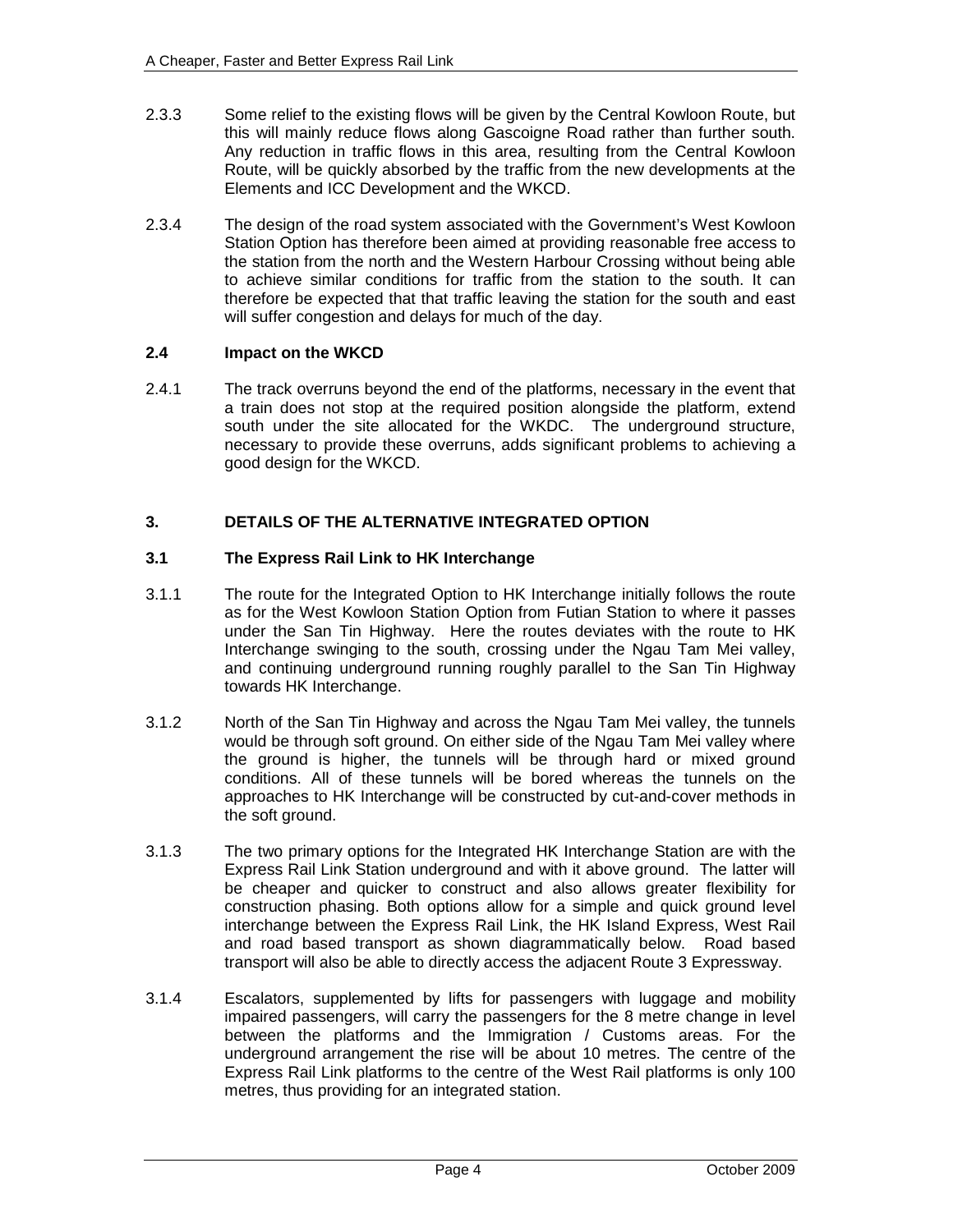2.3.3 Some relief to the existing flows will be given by the Central Kowloon Route, but this will mainly reduce flows along Gascoigne Road rather than further south. Any reduction in traffic flows in this area, resulting from the Central Kowloon Route, will be quickly absorbed by the traffic from the new developments at the Elements and ICC Development and the WKCD.

2.3.4 The design of the road system associated with the Government's West Kowloon Station Option has therefore been aimed at providing reasonable free access to the station from the north and the Western Harbour Crossing without being able to achieve similar conditions for traffic from the station to the south. It can therefore be expected that that traffic leaving the station for the south and east will suffer congestion and delays for much of the day.

### 2.4 Impact on the WKCD

2.4.1 The track overruns beyond the end of the platforms, necessary in the event that a train does not stop at the required position alongside the platform, extend south under the site allocated for the WKDC. The underground structure, necessary to provide these overruns, adds significant problems to achieving a good design for the WKCD.

## 3. DETAILS OF THE ALTERNATIVE INTEGRATED OPTION

### 3.1 The Express Rail Link to HK Interchange

3.1.1 The route for the Integrated Option to HK Interchange initially follows the route as for the West Kowloon Station Option from Futian Station to where it passes under the San Tin Highway. Here the routes deviates with the route to HK Interchange swinging to the south, crossing under the Ngau Tam Mei valley, and continuing underground running roughly parallel to the San Tin Highway towards HK Interchange.

3.1.2 North of the San Tin Highway and across the Ngau Tam Mei valley, the tunnels would be through soft ground. On either side of the Ngau Tam Mei valley where the ground is higher, the tunnels will be through hard or mixed ground conditions. All of these tunnels will be bored whereas the tunnels on the approaches to HK Interchange will be constructed by cut-and-cover methods in the soft ground.

3.1.3 The two primary options for the Integrated HK Interchange Station are with the Express Rail Link Station underground and with it above ground. The latter will be cheaper and quicker to construct and also allows greater flexibility for construction phasing. Both options allow for a simple and quick ground level interchange between the Express Rail Link, the HK Island Express, West Rail and road based transport as shown diagrammatically below. Road based transport will also be able to directly access the adjacent Route 3 Expressway.

3.1.4 Escalators, supplemented by lifts for passengers with luggage and mobility impaired passengers, will carry the passengers for the 8 metre change in level between the platforms and the Immigration / Customs areas. For the underground arrangement the rise will be about 10 metres. The centre of the Express Rail Link platforms to the centre of the West Rail platforms is only 100 metres, thus providing for an integrated station.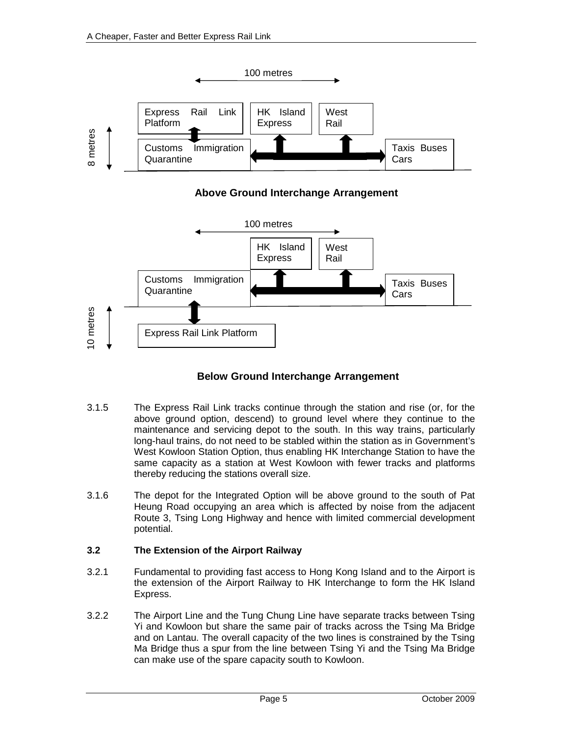100 metres

Express Rail Link Platform | HK Island Express | West Rail

Customs Immigration Quarantine | Taxis Buses Cars

8 metres

**Above Ground Interchange Arrangement**

100 metres

HK Island Express | West Rail

Customs Immigration Quarantine | Taxis Buses Cars

Express Rail Link Platform

10 metres

**Below Ground Interchange Arrangement**

3.1.5 The Express Rail Link tracks continue through the station and rise (or, for the above ground option, descend) to ground level where they continue to the maintenance and servicing depot to the south. In this way trains, particularly long-haul trains, do not need to be stabled within the station as in Government's West Kowloon Station Option, thus enabling HK Interchange Station to have the same capacity as a station at West Kowloon with fewer tracks and platforms thereby reducing the stations overall size.

3.1.6 The depot for the Integrated Option will be above ground to the south of Pat Heung Road occupying an area which is affected by noise from the adjacent Route 3, Tsing Long Highway and hence with limited commercial development potential.

### 3.2 The Extension of the Airport Railway

3.2.1 Fundamental to providing fast access to Hong Kong Island and to the Airport is the extension of the Airport Railway to HK Interchange to form the HK Island Express.

3.2.2 The Airport Line and the Tung Chung Line have separate tracks between Tsing Yi and Kowloon but share the same pair of tracks across the Tsing Ma Bridge and on Lantau. The overall capacity of the two lines is constrained by the Tsing Ma Bridge thus a spur from the line between Tsing Yi and the Tsing Ma Bridge can make use of the spare capacity south to Kowloon.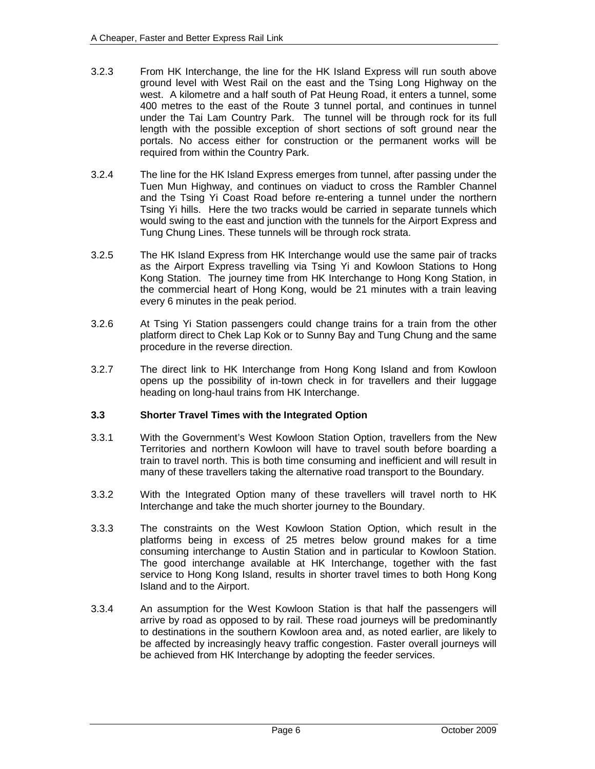3.2.3 From HK Interchange, the line for the HK Island Express will run south above ground level with West Rail on the east and the Tsing Long Highway on the west. A kilometre and a half south of Pat Heung Road, it enters a tunnel, some 400 metres to the east of the Route 3 tunnel portal, and continues in tunnel under the Tai Lam Country Park. The tunnel will be through rock for its full length with the possible exception of short sections of soft ground near the portals. No access either for construction or the permanent works will be required from within the Country Park.

3.2.4 The line for the HK Island Express emerges from tunnel, after passing under the Tuen Mun Highway, and continues on viaduct to cross the Rambler Channel and the Tsing Yi Coast Road before re-entering a tunnel under the northern Tsing Yi hills. Here the two tracks would be carried in separate tunnels which would swing to the east and junction with the tunnels for the Airport Express and Tung Chung Lines. These tunnels will be through rock strata.

3.2.5 The HK Island Express from HK Interchange would use the same pair of tracks as the Airport Express travelling via Tsing Yi and Kowloon Stations to Hong Kong Station. The journey time from HK Interchange to Hong Kong Station, in the commercial heart of Hong Kong, would be 21 minutes with a train leaving every 6 minutes in the peak period.

3.2.6 At Tsing Yi Station passengers could change trains for a train from the other platform direct to Chek Lap Kok or to Sunny Bay and Tung Chung and the same procedure in the reverse direction.

3.2.7 The direct link to HK Interchange from Hong Kong Island and from Kowloon opens up the possibility of in-town check in for travellers and their luggage heading on long-haul trains from HK Interchange.

### 3.3 Shorter Travel Times with the Integrated Option

3.3.1 With the Government's West Kowloon Station Option, travellers from the New Territories and northern Kowloon will have to travel south before boarding a train to travel north. This is both time consuming and inefficient and will result in many of these travellers taking the alternative road transport to the Boundary.

3.3.2 With the Integrated Option many of these travellers will travel north to HK Interchange and take the much shorter journey to the Boundary.

3.3.3 The constraints on the West Kowloon Station Option, which result in the platforms being in excess of 25 metres below ground makes for a time consuming interchange to Austin Station and in particular to Kowloon Station. The good interchange available at HK Interchange, together with the fast service to Hong Kong Island, results in shorter travel times to both Hong Kong Island and to the Airport.

3.3.4 An assumption for the West Kowloon Station is that half the passengers will arrive by road as opposed to by rail. These road journeys will be predominantly to destinations in the southern Kowloon area and, as noted earlier, are likely to be affected by increasingly heavy traffic congestion. Faster overall journeys will be achieved from HK Interchange by adopting the feeder services.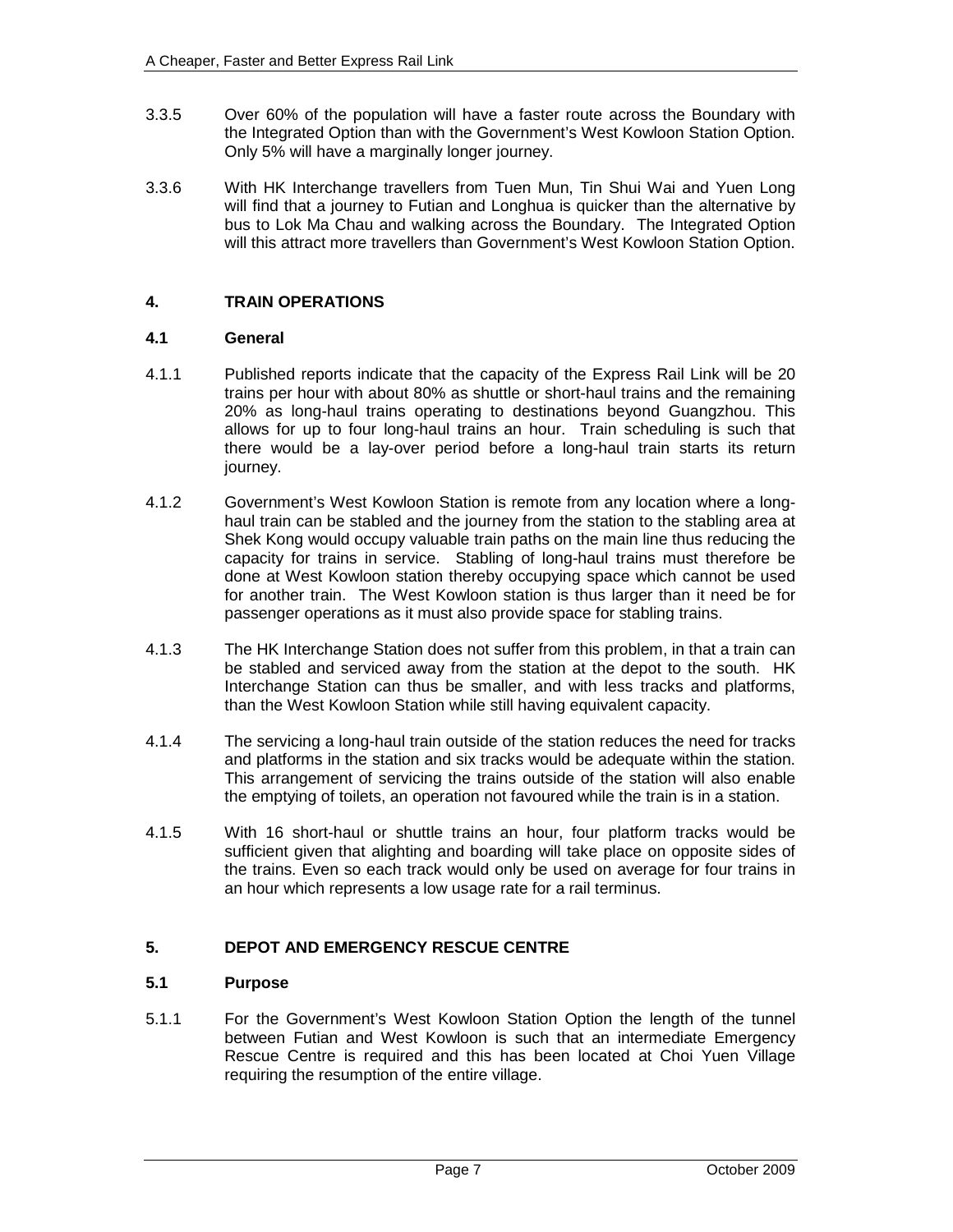3.3.5 Over 60% of the population will have a faster route across the Boundary with the Integrated Option than with the Government's West Kowloon Station Option. Only 5% will have a marginally longer journey.

3.3.6 With HK Interchange travellers from Tuen Mun, Tin Shui Wai and Yuen Long will find that a journey to Futian and Longhua is quicker than the alternative by bus to Lok Ma Chau and walking across the Boundary. The Integrated Option will this attract more travellers than Government's West Kowloon Station Option.

## 4. TRAIN OPERATIONS

### 4.1 General

4.1.1 Published reports indicate that the capacity of the Express Rail Link will be 20 trains per hour with about 80% as shuttle or short-haul trains and the remaining 20% as long-haul trains operating to destinations beyond Guangzhou. This allows for up to four long-haul trains an hour. Train scheduling is such that there would be a lay-over period before a long-haul train starts its return journey.

4.1.2 Government's West Kowloon Station is remote from any location where a long-haul train can be stabled and the journey from the station to the stabling area at Shek Kong would occupy valuable train paths on the main line thus reducing the capacity for trains in service. Stabling of long-haul trains must therefore be done at West Kowloon station thereby occupying space which cannot be used for another train. The West Kowloon station is thus larger than it need be for passenger operations as it must also provide space for stabling trains.

4.1.3 The HK Interchange Station does not suffer from this problem, in that a train can be stabled and serviced away from the station at the depot to the south. HK Interchange Station can thus be smaller, and with less tracks and platforms, than the West Kowloon Station while still having equivalent capacity.

4.1.4 The servicing a long-haul train outside of the station reduces the need for tracks and platforms in the station and six tracks would be adequate within the station. This arrangement of servicing the trains outside of the station will also enable the emptying of toilets, an operation not favoured while the train is in a station.

4.1.5 With 16 short-haul or shuttle trains an hour, four platform tracks would be sufficient given that alighting and boarding will take place on opposite sides of the trains. Even so each track would only be used on average for four trains in an hour which represents a low usage rate for a rail terminus.

## 5. DEPOT AND EMERGENCY RESCUE CENTRE

### 5.1 Purpose

5.1.1 For the Government's West Kowloon Station Option the length of the tunnel between Futian and West Kowloon is such that an intermediate Emergency Rescue Centre is required and this has been located at Choi Yuen Village requiring the resumption of the entire village.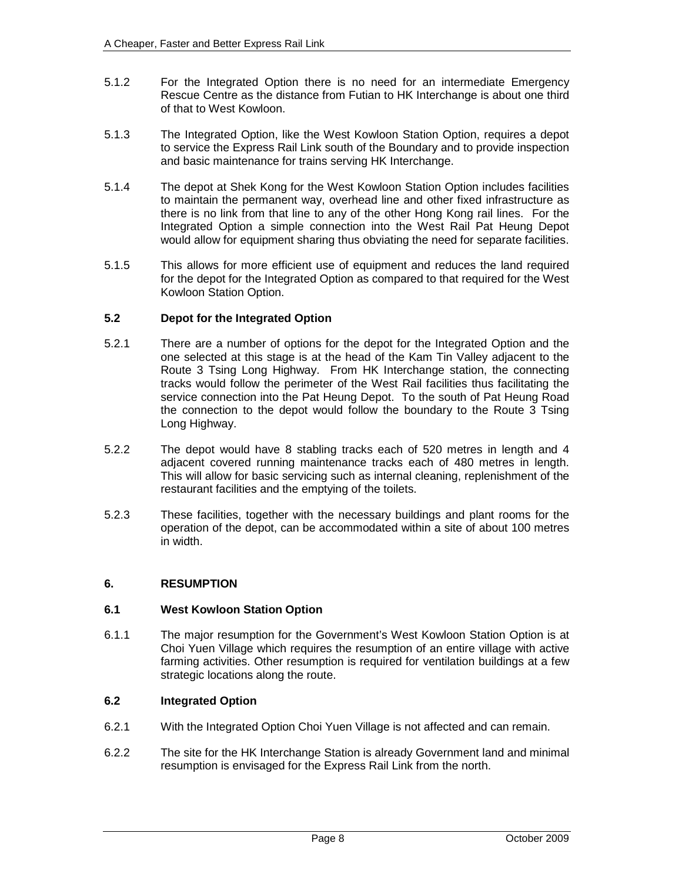5.1.2 For the Integrated Option there is no need for an intermediate Emergency Rescue Centre as the distance from Futian to HK Interchange is about one third of that to West Kowloon.

5.1.3 The Integrated Option, like the West Kowloon Station Option, requires a depot to service the Express Rail Link south of the Boundary and to provide inspection and basic maintenance for trains serving HK Interchange.

5.1.4 The depot at Shek Kong for the West Kowloon Station Option includes facilities to maintain the permanent way, overhead line and other fixed infrastructure as there is no link from that line to any of the other Hong Kong rail lines. For the Integrated Option a simple connection into the West Rail Pat Heung Depot would allow for equipment sharing thus obviating the need for separate facilities.

5.1.5 This allows for more efficient use of equipment and reduces the land required for the depot for the Integrated Option as compared to that required for the West Kowloon Station Option.

### 5.2 Depot for the Integrated Option

5.2.1 There are a number of options for the depot for the Integrated Option and the one selected at this stage is at the head of the Kam Tin Valley adjacent to the Route 3 Tsing Long Highway. From HK Interchange station, the connecting tracks would follow the perimeter of the West Rail facilities thus facilitating the service connection into the Pat Heung Depot. To the south of Pat Heung Road the connection to the depot would follow the boundary to the Route 3 Tsing Long Highway.

5.2.2 The depot would have 8 stabling tracks each of 520 metres in length and 4 adjacent covered running maintenance tracks each of 480 metres in length. This will allow for basic servicing such as internal cleaning, replenishment of the restaurant facilities and the emptying of the toilets.

5.2.3 These facilities, together with the necessary buildings and plant rooms for the operation of the depot, can be accommodated within a site of about 100 metres in width.

## 6. RESUMPTION

### 6.1 West Kowloon Station Option

6.1.1 The major resumption for the Government's West Kowloon Station Option is at Choi Yuen Village which requires the resumption of an entire village with active farming activities. Other resumption is required for ventilation buildings at a few strategic locations along the route.

### 6.2 Integrated Option

6.2.1 With the Integrated Option Choi Yuen Village is not affected and can remain.

6.2.2 The site for the HK Interchange Station is already Government land and minimal resumption is envisaged for the Express Rail Link from the north.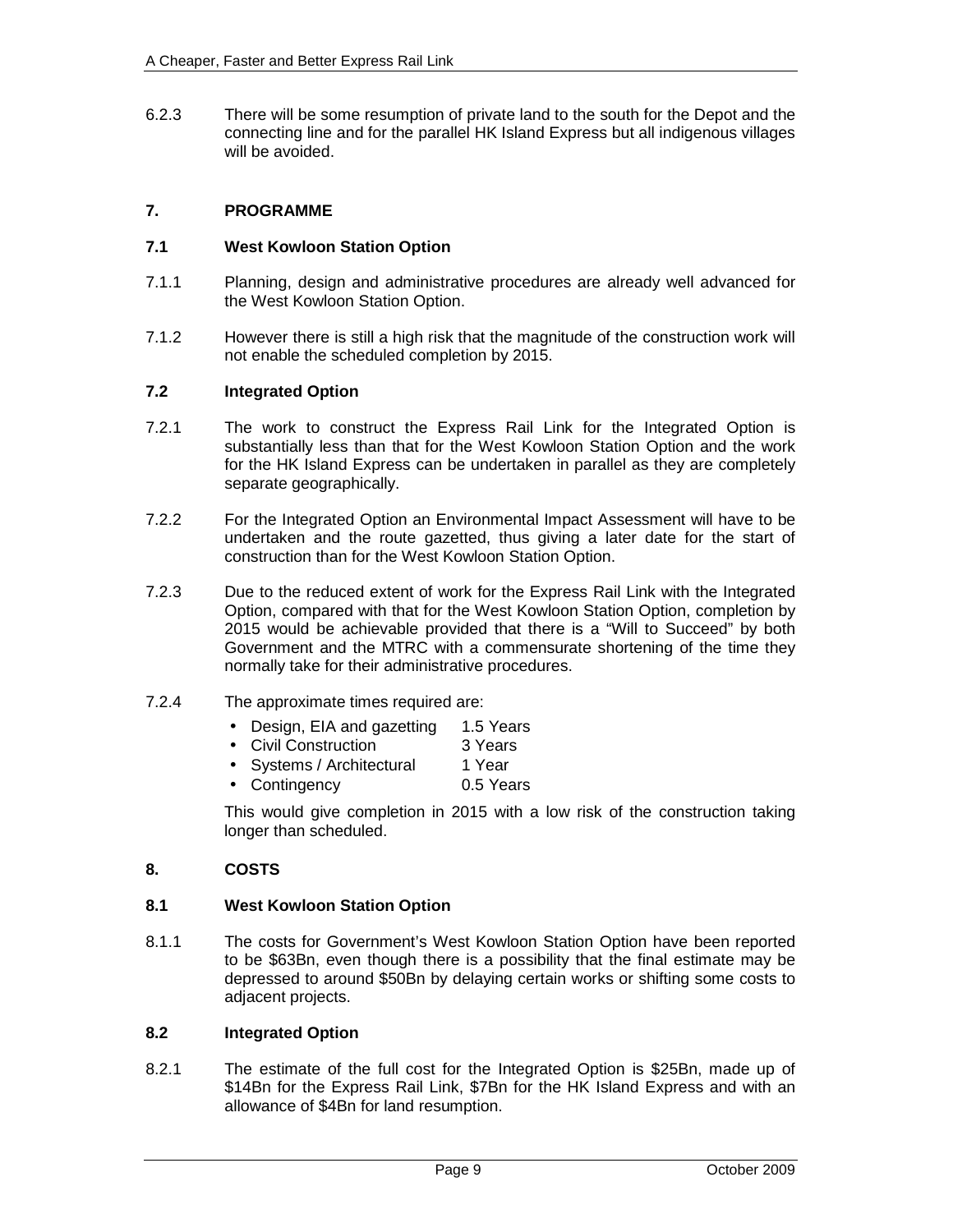6.2.3 There will be some resumption of private land to the south for the Depot and the connecting line and for the parallel HK Island Express but all indigenous villages will be avoided.

## 7. PROGRAMME

### 7.1 West Kowloon Station Option

7.1.1 Planning, design and administrative procedures are already well advanced for the West Kowloon Station Option.

7.1.2 However there is still a high risk that the magnitude of the construction work will not enable the scheduled completion by 2015.

### 7.2 Integrated Option

7.2.1 The work to construct the Express Rail Link for the Integrated Option is substantially less than that for the West Kowloon Station Option and the work for the HK Island Express can be undertaken in parallel as they are completely separate geographically.

7.2.2 For the Integrated Option an Environmental Impact Assessment will have to be undertaken and the route gazetted, thus giving a later date for the start of construction than for the West Kowloon Station Option.

7.2.3 Due to the reduced extent of work for the Express Rail Link with the Integrated Option, compared with that for the West Kowloon Station Option, completion by 2015 would be achievable provided that there is a "Will to Succeed" by both Government and the MTRC with a commensurate shortening of the time they normally take for their administrative procedures.

7.2.4 The approximate times required are:

- Design, EIA and gazetting 1.5 Years
- Civil Construction 3 Years
- Systems / Architectural 1 Year
- Contingency 0.5 Years

This would give completion in 2015 with a low risk of the construction taking longer than scheduled.

## 8. COSTS

### 8.1 West Kowloon Station Option

8.1.1 The costs for Government's West Kowloon Station Option have been reported to be $63Bn, even though there is a possibility that the final estimate may be depressed to around $50Bn by delaying certain works or shifting some costs to adjacent projects.

### 8.2 Integrated Option

8.2.1 The estimate of the full cost for the Integrated Option is $25Bn, made up of $14Bn for the Express Rail Link, $7Bn for the HK Island Express and with an allowance of $4Bn for land resumption.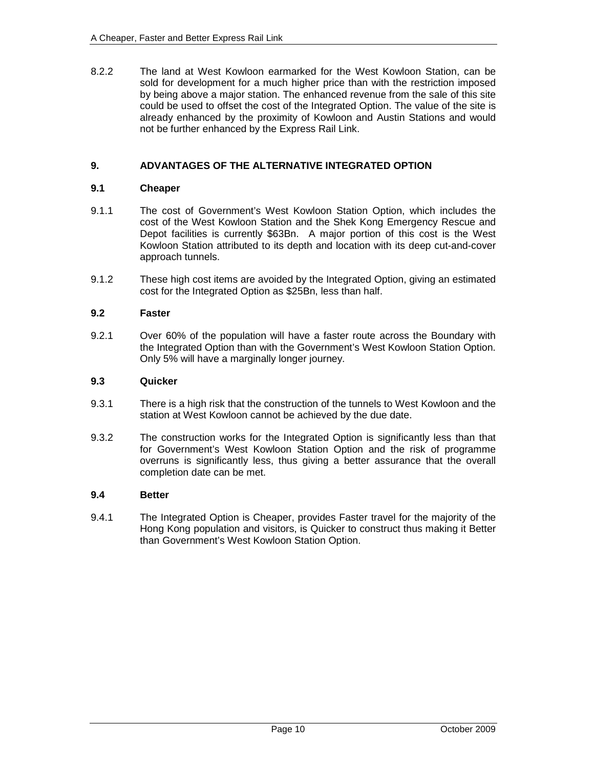8.2.2 The land at West Kowloon earmarked for the West Kowloon Station, can be sold for development for a much higher price than with the restriction imposed by being above a major station. The enhanced revenue from the sale of this site could be used to offset the cost of the Integrated Option. The value of the site is already enhanced by the proximity of Kowloon and Austin Stations and would not be further enhanced by the Express Rail Link.

## 9. ADVANTAGES OF THE ALTERNATIVE INTEGRATED OPTION

### 9.1 Cheaper

9.1.1 The cost of Government's West Kowloon Station Option, which includes the cost of the West Kowloon Station and the Shek Kong Emergency Rescue and Depot facilities is currently \$63Bn. A major portion of this cost is the West Kowloon Station attributed to its depth and location with its deep cut-and-cover approach tunnels.

9.1.2 These high cost items are avoided by the Integrated Option, giving an estimated cost for the Integrated Option as \$25Bn, less than half.

### 9.2 Faster

9.2.1 Over 60% of the population will have a faster route across the Boundary with the Integrated Option than with the Government's West Kowloon Station Option. Only 5% will have a marginally longer journey.

### 9.3 Quicker

9.3.1 There is a high risk that the construction of the tunnels to West Kowloon and the station at West Kowloon cannot be achieved by the due date.

9.3.2 The construction works for the Integrated Option is significantly less than that for Government's West Kowloon Station Option and the risk of programme overruns is significantly less, thus giving a better assurance that the overall completion date can be met.

### 9.4 Better

9.4.1 The Integrated Option is Cheaper, provides Faster travel for the majority of the Hong Kong population and visitors, is Quicker to construct thus making it Better than Government's West Kowloon Station Option.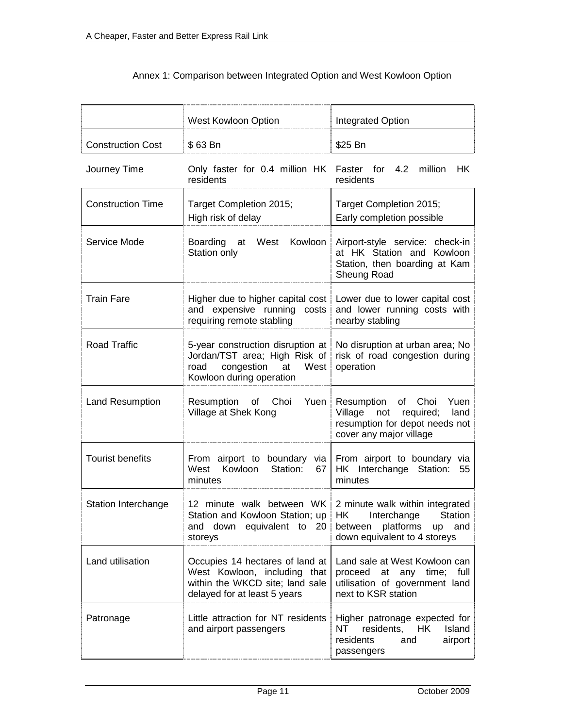Annex 1: Comparison between Integrated Option and West Kowloon Option

| | West Kowloon Option | Integrated Option |
|---|---|---|
| Construction Cost | $ 63 Bn | $25 Bn |
| Journey Time | Only faster for 0.4 million HK residents | Faster for 4.2 million HK residents |
| Construction Time | Target Completion 2015; High risk of delay | Target Completion 2015; Early completion possible |
| Service Mode | Boarding at West Kowloon Station only | Airport-style service: check-in at HK Station and Kowloon Station, then boarding at Kam Sheung Road |
| Train Fare | Higher due to higher capital cost and expensive running costs requiring remote stabling | Lower due to lower capital cost and lower running costs with nearby stabling |
| Road Traffic | 5-year construction disruption at Jordan/TST area; High Risk of road congestion at West Kowloon during operation | No disruption at urban area; No risk of road congestion during operation |
| Land Resumption | Resumption of Choi Yuen Village at Shek Kong | Resumption of Choi Yuen Village not required; land resumption for depot needs not cover any major village |
| Tourist benefits | From airport to boundary via West Kowloon Station: 67 minutes | From airport to boundary via HK Interchange Station: 55 minutes |
| Station Interchange | 12 minute walk between WK Station and Kowloon Station; up and down equivalent to 20 storeys | 2 minute walk within integrated HK Interchange Station between platforms up and down equivalent to 4 storeys |
| Land utilisation | Occupies 14 hectares of land at West Kowloon, including that within the WKCD site; land sale delayed for at least 5 years | Land sale at West Kowloon can proceed at any time; full utilisation of government land next to KSR station |
| Patronage | Little attraction for NT residents and airport passengers | Higher patronage expected for NT residents, HK Island residents and airport passengers |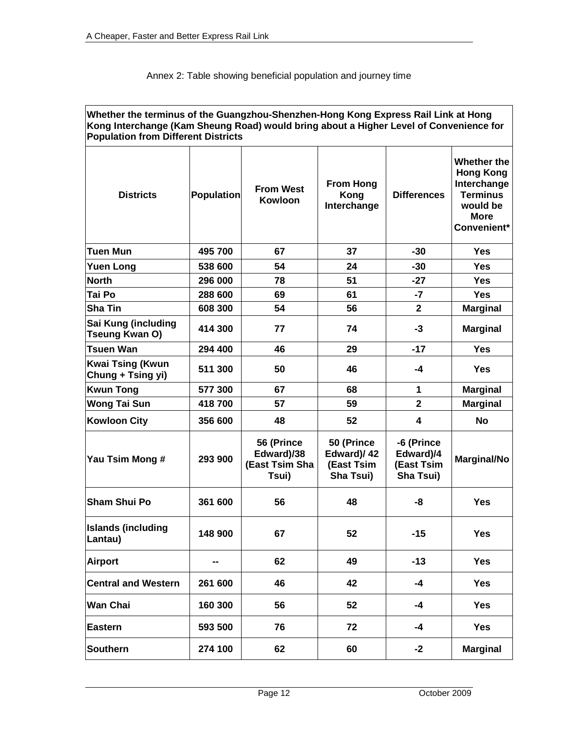Annex 2: Table showing beneficial population and journey time

**Whether the terminus of the Guangzhou-Shenzhen-Hong Kong Express Rail Link at Hong Kong Interchange (Kam Sheung Road) would bring about a Higher Level of Convenience for Population from Different Districts**

| Districts | Population | From West Kowloon | From Hong Kong Interchange | Differences | Whether the Hong Kong Interchange Terminus would be More Convenient* |
|---|---|---|---|---|---|
| Tuen Mun | 495 700 | 67 | 37 | -30 | Yes |
| Yuen Long | 538 600 | 54 | 24 | -30 | Yes |
| North | 296 000 | 78 | 51 | -27 | Yes |
| Tai Po | 288 600 | 69 | 61 | -7 | Yes |
| Sha Tin | 608 300 | 54 | 56 | 2 | Marginal |
| Sai Kung (including Tseung Kwan O) | 414 300 | 77 | 74 | -3 | Marginal |
| Tsuen Wan | 294 400 | 46 | 29 | -17 | Yes |
| Kwai Tsing (Kwun Chung + Tsing yi) | 511 300 | 50 | 46 | -4 | Yes |
| Kwun Tong | 577 300 | 67 | 68 | 1 | Marginal |
| Wong Tai Sun | 418 700 | 57 | 59 | 2 | Marginal |
| Kowloon City | 356 600 | 48 | 52 | 4 | No |
| Yau Tsim Mong # | 293 900 | 56 (Prince Edward)/38 (East Tsim Sha Tsui) | 50 (Prince Edward)/ 42 (East Tsim Sha Tsui) | -6 (Prince Edward)/4 (East Tsim Sha Tsui) | Marginal/No |
| Sham Shui Po | 361 600 | 56 | 48 | -8 | Yes |
| Islands (including Lantau) | 148 900 | 67 | 52 | -15 | Yes |
| Airport | -- | 62 | 49 | -13 | Yes |
| Central and Western | 261 600 | 46 | 42 | -4 | Yes |
| Wan Chai | 160 300 | 56 | 52 | -4 | Yes |
| Eastern | 593 500 | 76 | 72 | -4 | Yes |
| Southern | 274 100 | 62 | 60 | -2 | Marginal |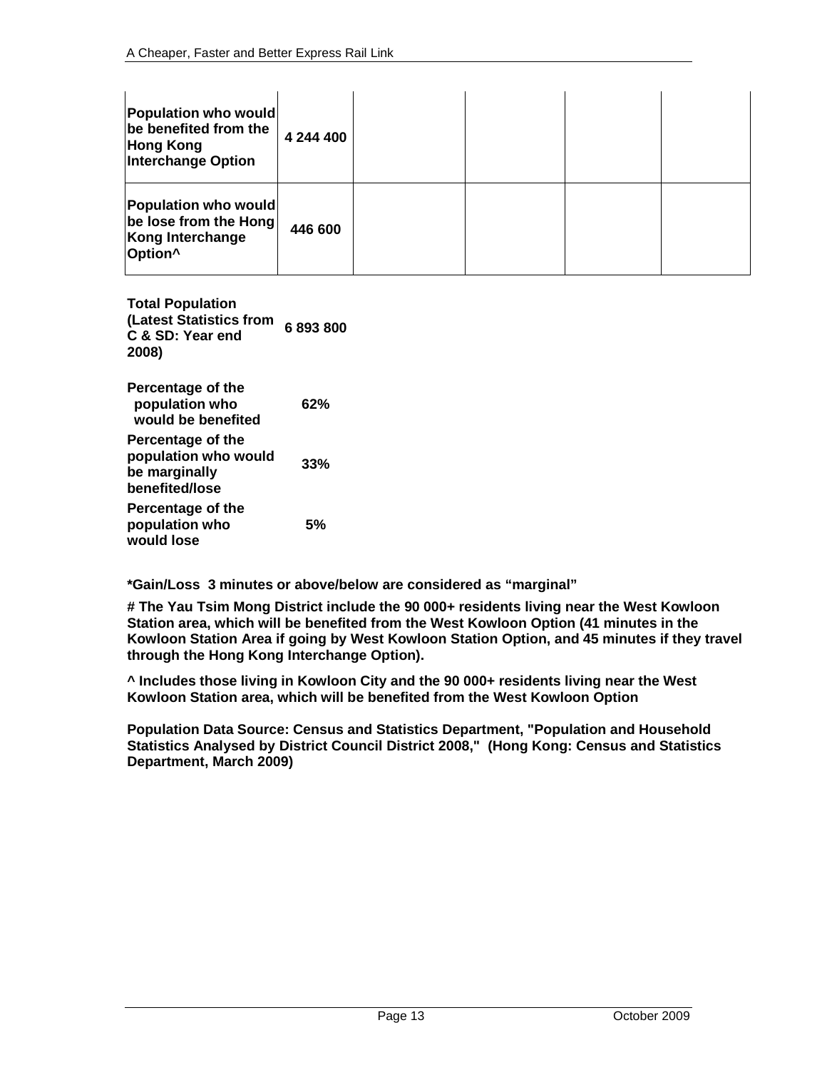| | | | | | |
|---|---|---|---|---|---|
| **Population who would be benefited from the Hong Kong Interchange Option** | **4 244 400** | | | | |
| **Population who would be lose from the Hong Kong Interchange Option^** | **446 600** | | | | |

| | |
|---|---|
| **Total Population (Latest Statistics from C & SD: Year end 2008)** | **6 893 800** |
| **Percentage of the population who would be benefited** | **62%** |
| **Percentage of the population who would be marginally benefited/lose** | **33%** |
| **Percentage of the population who would lose** | **5%** |

**\*Gain/Loss 3 minutes or above/below are considered as "marginal"**

**# The Yau Tsim Mong District include the 90 000+ residents living near the West Kowloon Station area, which will be benefited from the West Kowloon Option (41 minutes in the Kowloon Station Area if going by West Kowloon Station Option, and 45 minutes if they travel through the Hong Kong Interchange Option).**

**^ Includes those living in Kowloon City and the 90 000+ residents living near the West Kowloon Station area, which will be benefited from the West Kowloon Option**

**Population Data Source: Census and Statistics Department, "Population and Household Statistics Analysed by District Council District 2008," (Hong Kong: Census and Statistics Department, March 2009)**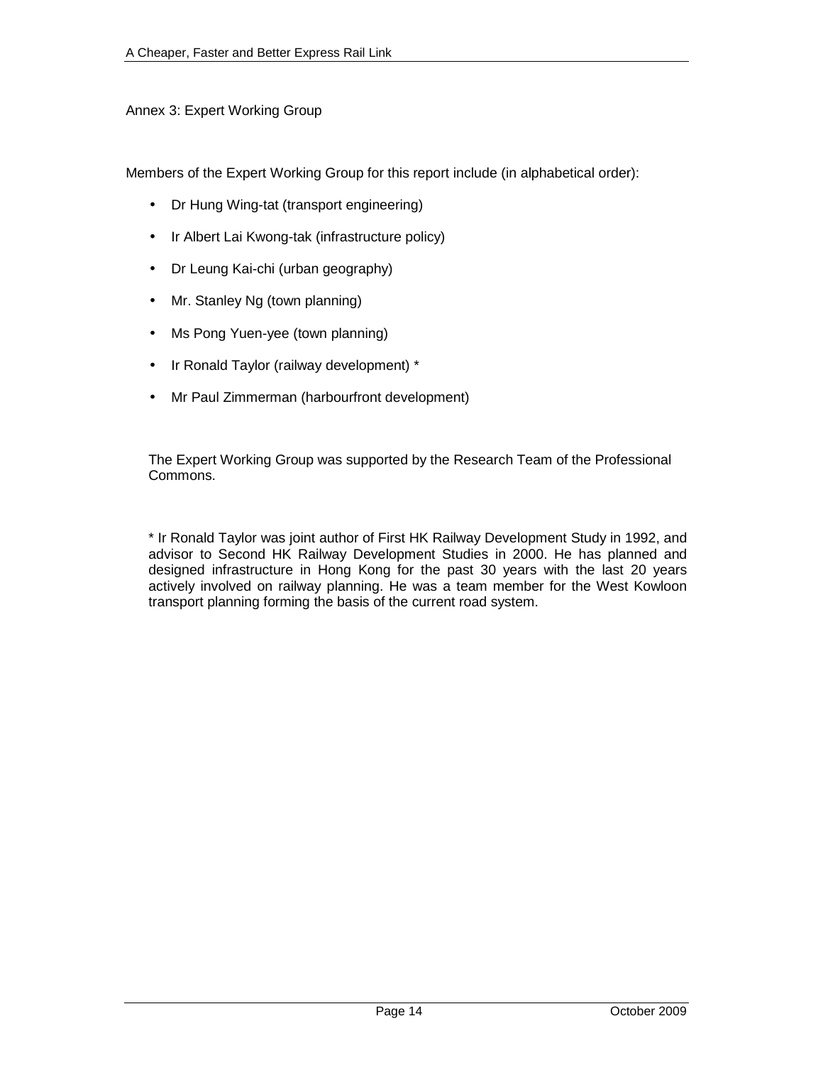## Annex 3: Expert Working Group

Members of the Expert Working Group for this report include (in alphabetical order):

- Dr Hung Wing-tat (transport engineering)
- Ir Albert Lai Kwong-tak (infrastructure policy)
- Dr Leung Kai-chi (urban geography)
- Mr. Stanley Ng (town planning)
- Ms Pong Yuen-yee (town planning)
- Ir Ronald Taylor (railway development) *
- Mr Paul Zimmerman (harbourfront development)

The Expert Working Group was supported by the Research Team of the Professional Commons.

* Ir Ronald Taylor was joint author of First HK Railway Development Study in 1992, and advisor to Second HK Railway Development Studies in 2000. He has planned and designed infrastructure in Hong Kong for the past 30 years with the last 20 years actively involved on railway planning. He was a team member for the West Kowloon transport planning forming the basis of the current road system.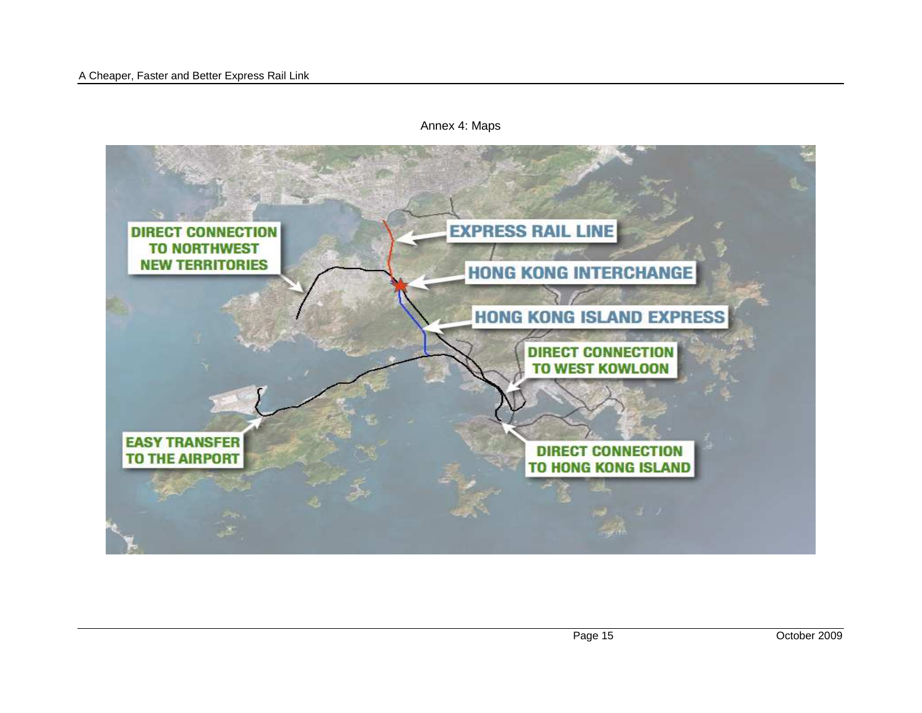Annex 4: Maps

DIRECT CONNECTION TO NORTHWEST NEW TERRITORIES

EXPRESS RAIL LINE

HONG KONG INTERCHANGE

HONG KONG ISLAND EXPRESS

DIRECT CONNECTION TO WEST KOWLOON

EASY TRANSFER TO THE AIRPORT

DIRECT CONNECTION TO HONG KONG ISLAND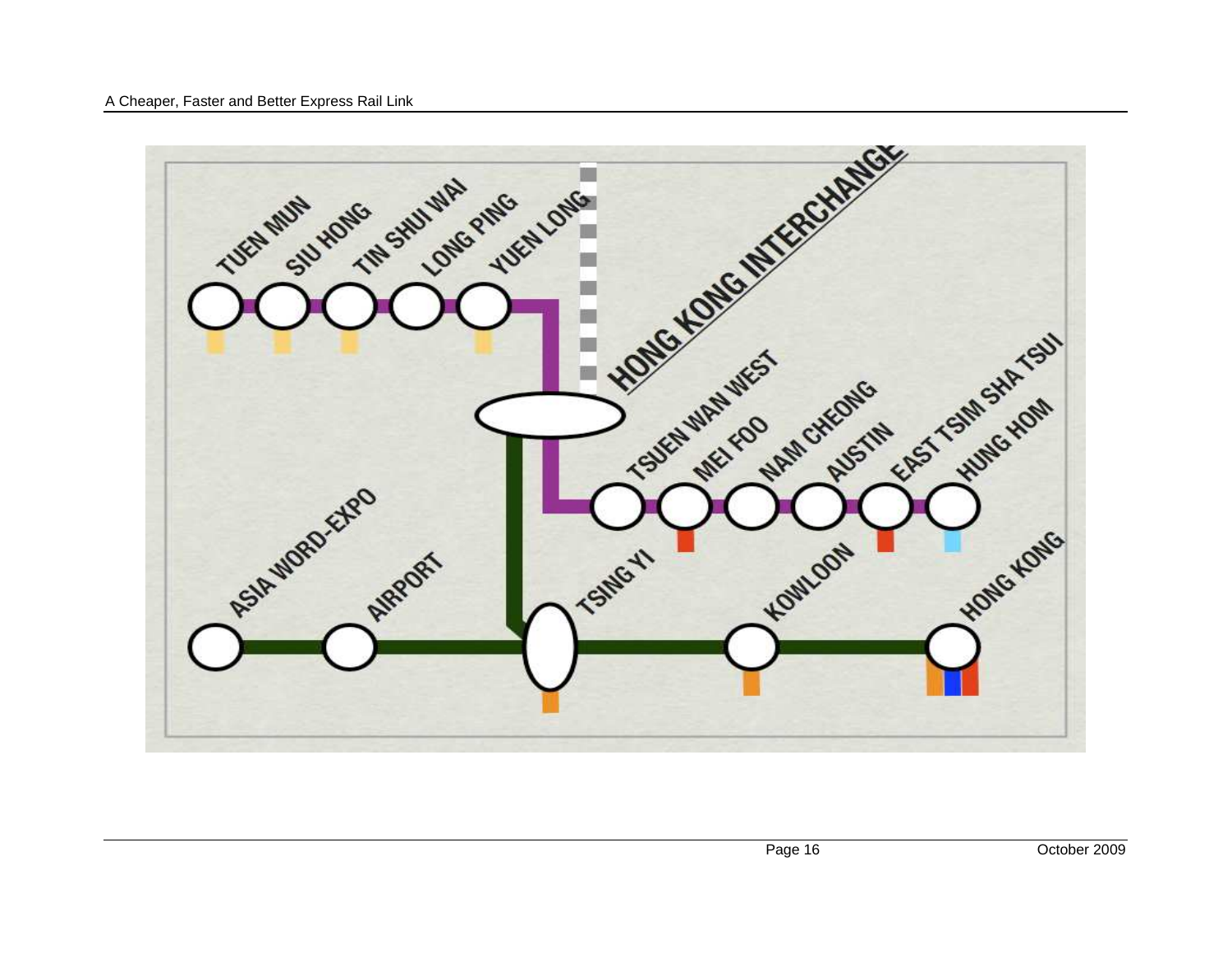TUEN MUN SIU HONG TIN SHUI WAI LONG PING YUEN LONG

HONG KONG INTERCHANGE

TSUEN WAN WEST MEI FOO NAM CHEONG AUSTIN EAST TSIM SHA TSUI HUNG HOM

ASIA WORD-EXPO AIRPORT TSING YI KOWLOON HONG KONG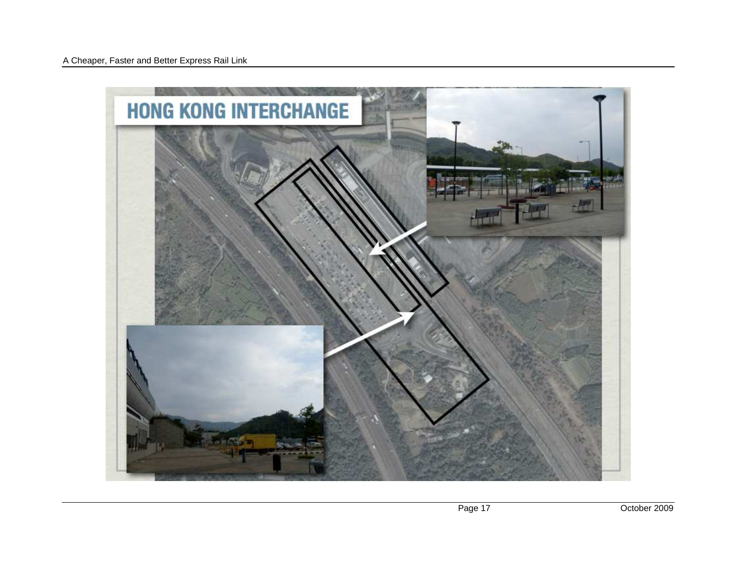## HONG KONG INTERCHANGE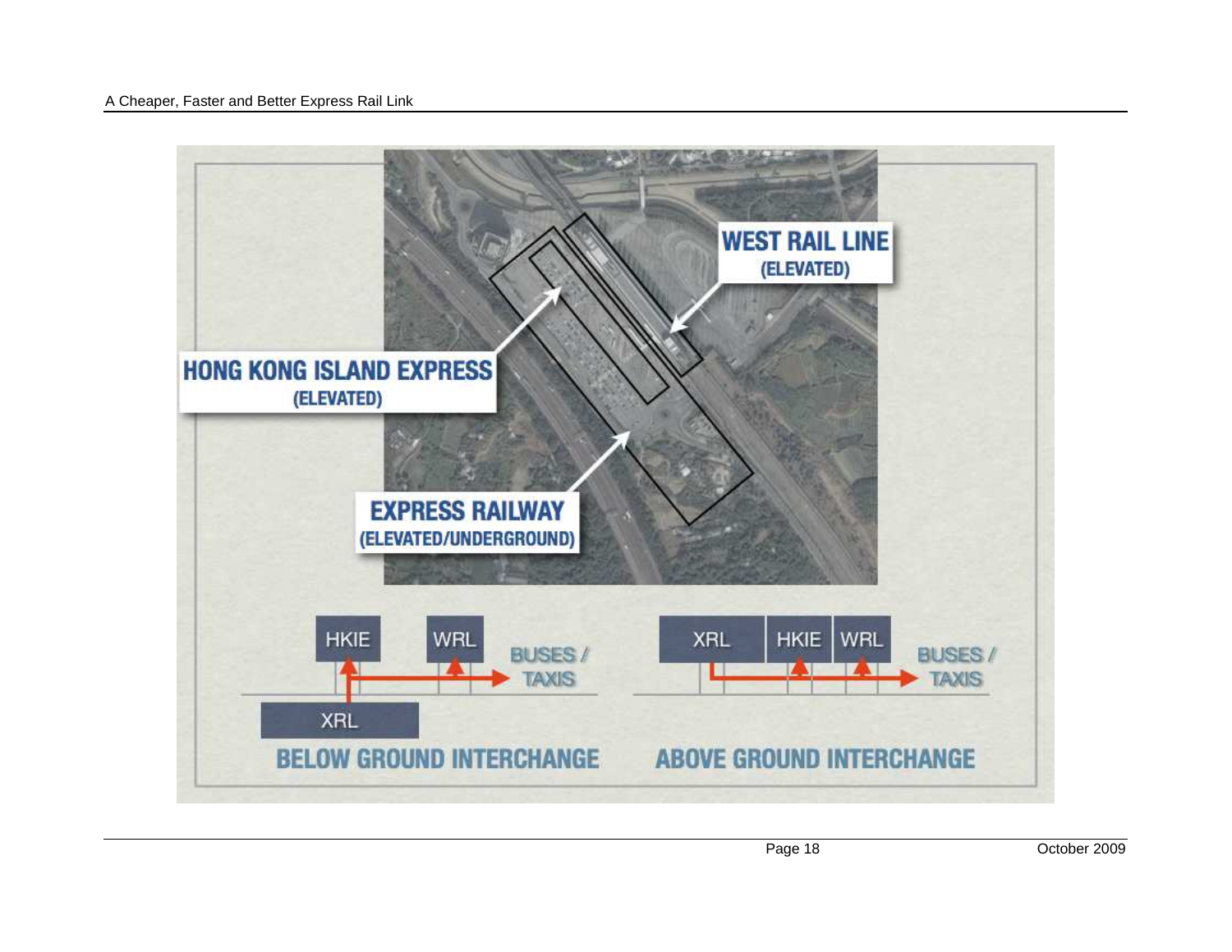WEST RAIL LINE
(ELEVATED)

HONG KONG ISLAND EXPRESS
(ELEVATED)

EXPRESS RAILWAY
(ELEVATED/UNDERGROUND)

HKIE WRL BUSES / TAXIS
XRL

**BELOW GROUND INTERCHANGE**

XRL HKIE WRL BUSES / TAXIS

**ABOVE GROUND INTERCHANGE**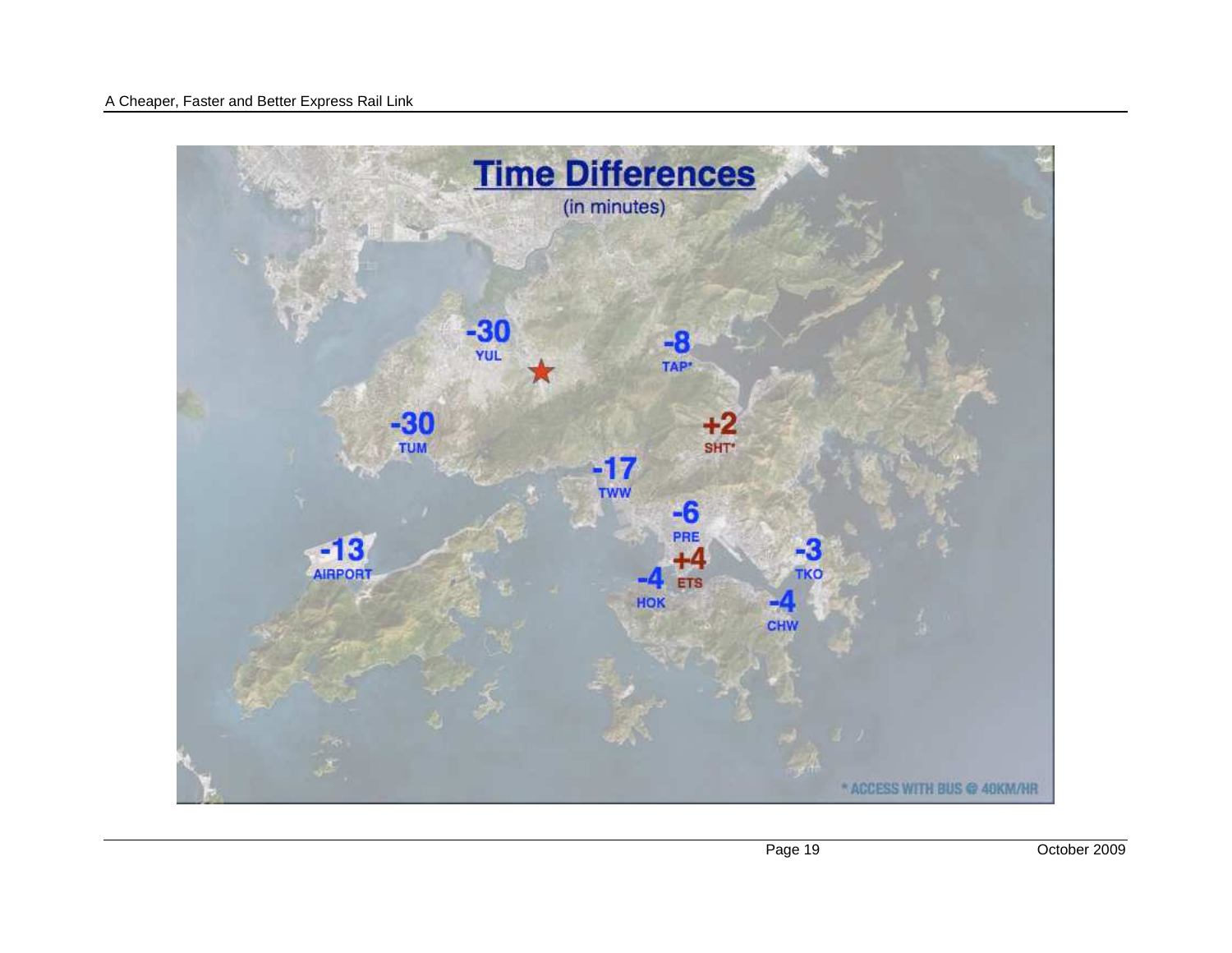# Time Differences

(in minutes)

-30
YUL

-8
TAP*

-30
TUM

+2
SHT*

-17
TWW

-6
PRE

-13
AIRPORT

+4
ETS

-3
TKO

-4
HOK

-4
CHW

* ACCESS WITH BUS @ 40KM/HR